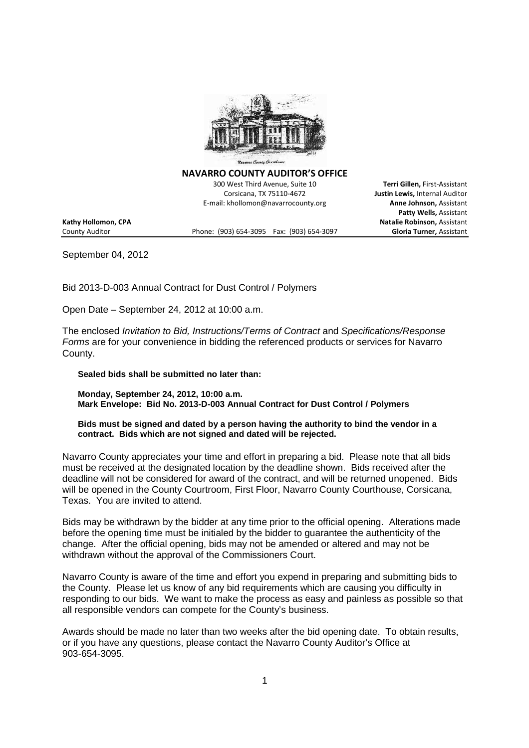**NAVARRO COUNTY AUDITOR'S OFFICE**

300 West Third Avenue, Suite 10
Corsicana, TX 75110-4672
E-mail: khollomon@navarrocounty.org

**Terri Gillen,** First-Assistant
**Justin Lewis,** Internal Auditor
**Anne Johnson,** Assistant
**Patty Wells,** Assistant
**Natalie Robinson,** Assistant
**Gloria Turner,** Assistant

**Kathy Hollomon, CPA**
County Auditor

Phone: (903) 654-3095 Fax: (903) 654-3097

September 04, 2012

Bid 2013-D-003 Annual Contract for Dust Control / Polymers

Open Date – September 24, 2012 at 10:00 a.m.

The enclosed *Invitation to Bid, Instructions/Terms of Contract* and *Specifications/Response Forms* are for your convenience in bidding the referenced products or services for Navarro County.

**Sealed bids shall be submitted no later than:**

**Monday, September 24, 2012, 10:00 a.m.**
**Mark Envelope: Bid No. 2013-D-003 Annual Contract for Dust Control / Polymers**

**Bids must be signed and dated by a person having the authority to bind the vendor in a contract. Bids which are not signed and dated will be rejected.**

Navarro County appreciates your time and effort in preparing a bid. Please note that all bids must be received at the designated location by the deadline shown. Bids received after the deadline will not be considered for award of the contract, and will be returned unopened. Bids will be opened in the County Courtroom, First Floor, Navarro County Courthouse, Corsicana, Texas. You are invited to attend.

Bids may be withdrawn by the bidder at any time prior to the official opening. Alterations made before the opening time must be initialed by the bidder to guarantee the authenticity of the change. After the official opening, bids may not be amended or altered and may not be withdrawn without the approval of the Commissioners Court.

Navarro County is aware of the time and effort you expend in preparing and submitting bids to the County. Please let us know of any bid requirements which are causing you difficulty in responding to our bids. We want to make the process as easy and painless as possible so that all responsible vendors can compete for the County's business.

Awards should be made no later than two weeks after the bid opening date. To obtain results, or if you have any questions, please contact the Navarro County Auditor's Office at 903-654-3095.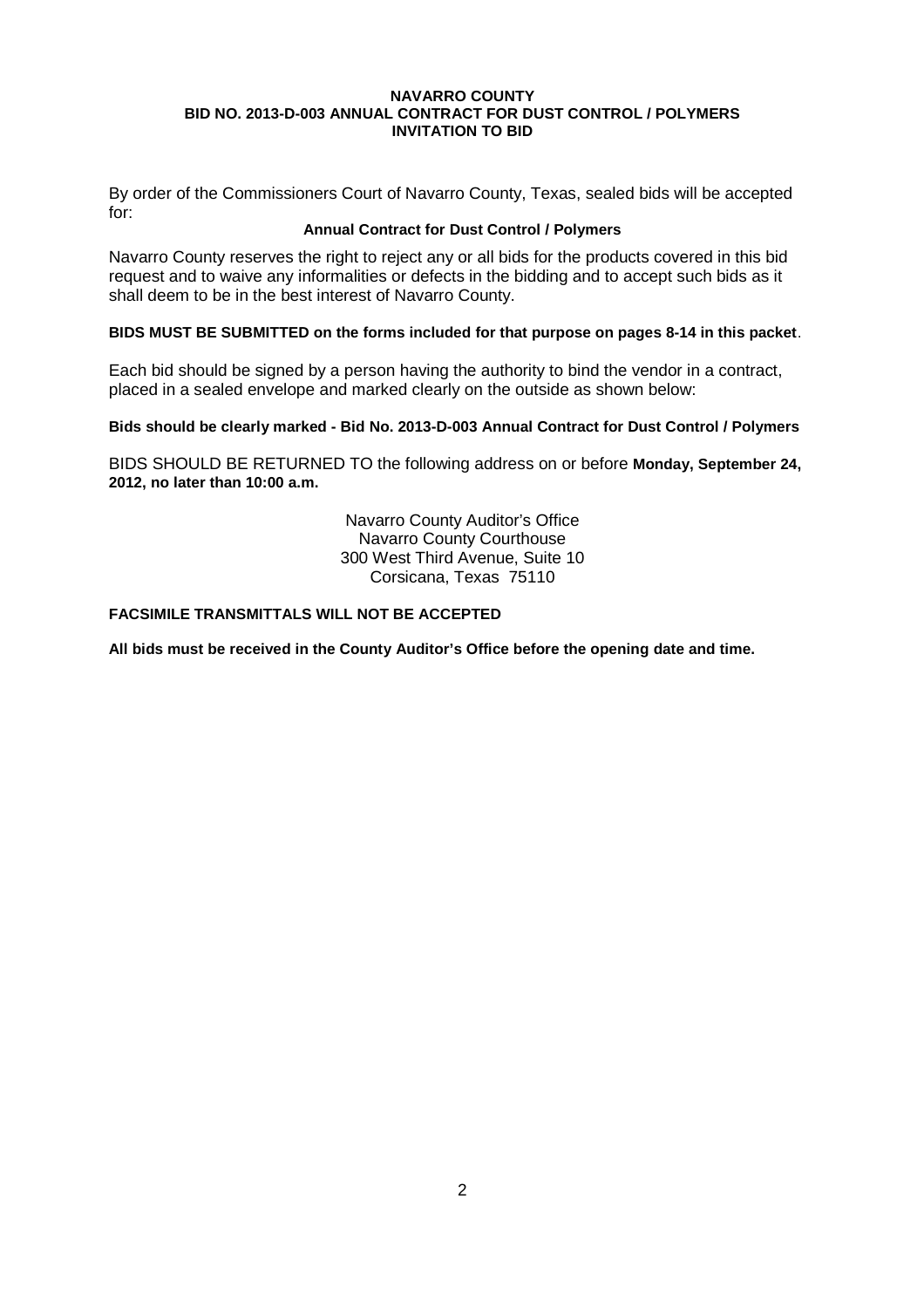**NAVARRO COUNTY**
**BID NO. 2013-D-003 ANNUAL CONTRACT FOR DUST CONTROL / POLYMERS**
**INVITATION TO BID**

By order of the Commissioners Court of Navarro County, Texas, sealed bids will be accepted for:

**Annual Contract for Dust Control / Polymers**

Navarro County reserves the right to reject any or all bids for the products covered in this bid request and to waive any informalities or defects in the bidding and to accept such bids as it shall deem to be in the best interest of Navarro County.

**BIDS MUST BE SUBMITTED on the forms included for that purpose on pages 8-14 in this packet**.

Each bid should be signed by a person having the authority to bind the vendor in a contract, placed in a sealed envelope and marked clearly on the outside as shown below:

**Bids should be clearly marked - Bid No. 2013-D-003 Annual Contract for Dust Control / Polymers**

BIDS SHOULD BE RETURNED TO the following address on or before **Monday, September 24, 2012, no later than 10:00 a.m.**

Navarro County Auditor's Office
Navarro County Courthouse
300 West Third Avenue, Suite 10
Corsicana, Texas 75110

**FACSIMILE TRANSMITTALS WILL NOT BE ACCEPTED**

**All bids must be received in the County Auditor's Office before the opening date and time.**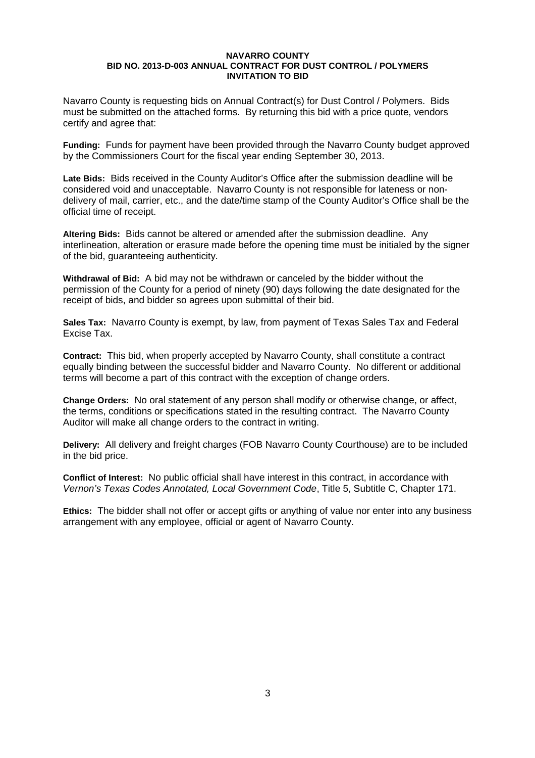**NAVARRO COUNTY**
**BID NO. 2013-D-003 ANNUAL CONTRACT FOR DUST CONTROL / POLYMERS**
**INVITATION TO BID**

Navarro County is requesting bids on Annual Contract(s) for Dust Control / Polymers. Bids must be submitted on the attached forms. By returning this bid with a price quote, vendors certify and agree that:

**Funding:** Funds for payment have been provided through the Navarro County budget approved by the Commissioners Court for the fiscal year ending September 30, 2013.

**Late Bids:** Bids received in the County Auditor's Office after the submission deadline will be considered void and unacceptable. Navarro County is not responsible for lateness or non-delivery of mail, carrier, etc., and the date/time stamp of the County Auditor's Office shall be the official time of receipt.

**Altering Bids:** Bids cannot be altered or amended after the submission deadline. Any interlineation, alteration or erasure made before the opening time must be initialed by the signer of the bid, guaranteeing authenticity.

**Withdrawal of Bid:** A bid may not be withdrawn or canceled by the bidder without the permission of the County for a period of ninety (90) days following the date designated for the receipt of bids, and bidder so agrees upon submittal of their bid.

**Sales Tax:** Navarro County is exempt, by law, from payment of Texas Sales Tax and Federal Excise Tax.

**Contract:** This bid, when properly accepted by Navarro County, shall constitute a contract equally binding between the successful bidder and Navarro County. No different or additional terms will become a part of this contract with the exception of change orders.

**Change Orders:** No oral statement of any person shall modify or otherwise change, or affect, the terms, conditions or specifications stated in the resulting contract. The Navarro County Auditor will make all change orders to the contract in writing.

**Delivery:** All delivery and freight charges (FOB Navarro County Courthouse) are to be included in the bid price.

**Conflict of Interest:** No public official shall have interest in this contract, in accordance with *Vernon's Texas Codes Annotated, Local Government Code*, Title 5, Subtitle C, Chapter 171.

**Ethics:** The bidder shall not offer or accept gifts or anything of value nor enter into any business arrangement with any employee, official or agent of Navarro County.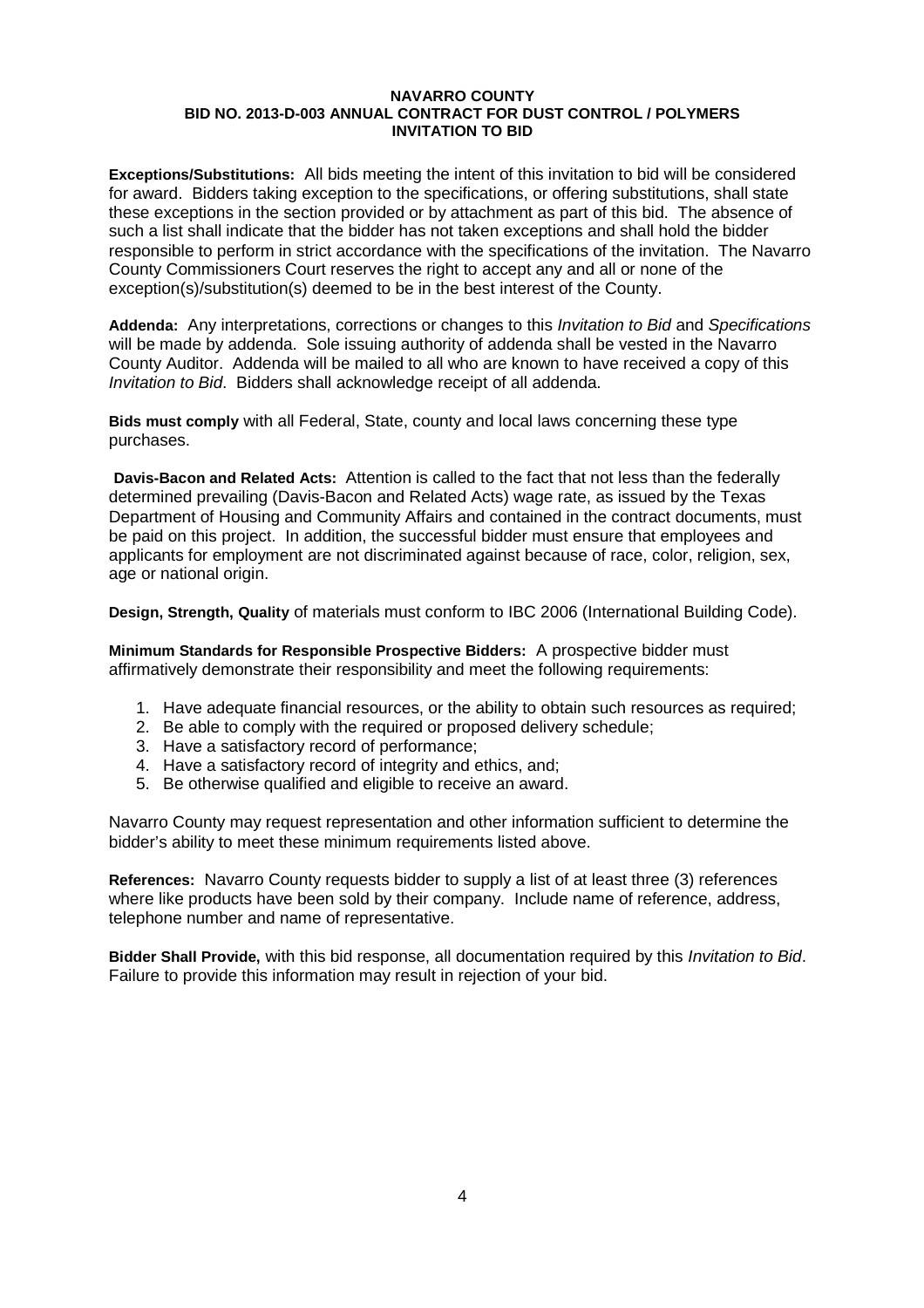**NAVARRO COUNTY**
**BID NO. 2013-D-003 ANNUAL CONTRACT FOR DUST CONTROL / POLYMERS**
**INVITATION TO BID**

**Exceptions/Substitutions:** All bids meeting the intent of this invitation to bid will be considered for award. Bidders taking exception to the specifications, or offering substitutions, shall state these exceptions in the section provided or by attachment as part of this bid. The absence of such a list shall indicate that the bidder has not taken exceptions and shall hold the bidder responsible to perform in strict accordance with the specifications of the invitation. The Navarro County Commissioners Court reserves the right to accept any and all or none of the exception(s)/substitution(s) deemed to be in the best interest of the County.

**Addenda:** Any interpretations, corrections or changes to this *Invitation to Bid* and *Specifications* will be made by addenda. Sole issuing authority of addenda shall be vested in the Navarro County Auditor. Addenda will be mailed to all who are known to have received a copy of this *Invitation to Bid*. Bidders shall acknowledge receipt of all addenda.

**Bids must comply** with all Federal, State, county and local laws concerning these type purchases.

**Davis-Bacon and Related Acts:** Attention is called to the fact that not less than the federally determined prevailing (Davis-Bacon and Related Acts) wage rate, as issued by the Texas Department of Housing and Community Affairs and contained in the contract documents, must be paid on this project. In addition, the successful bidder must ensure that employees and applicants for employment are not discriminated against because of race, color, religion, sex, age or national origin.

**Design, Strength, Quality** of materials must conform to IBC 2006 (International Building Code).

**Minimum Standards for Responsible Prospective Bidders:** A prospective bidder must affirmatively demonstrate their responsibility and meet the following requirements:

1. Have adequate financial resources, or the ability to obtain such resources as required;
2. Be able to comply with the required or proposed delivery schedule;
3. Have a satisfactory record of performance;
4. Have a satisfactory record of integrity and ethics, and;
5. Be otherwise qualified and eligible to receive an award.

Navarro County may request representation and other information sufficient to determine the bidder's ability to meet these minimum requirements listed above.

**References:** Navarro County requests bidder to supply a list of at least three (3) references where like products have been sold by their company. Include name of reference, address, telephone number and name of representative.

**Bidder Shall Provide,** with this bid response, all documentation required by this *Invitation to Bid*. Failure to provide this information may result in rejection of your bid.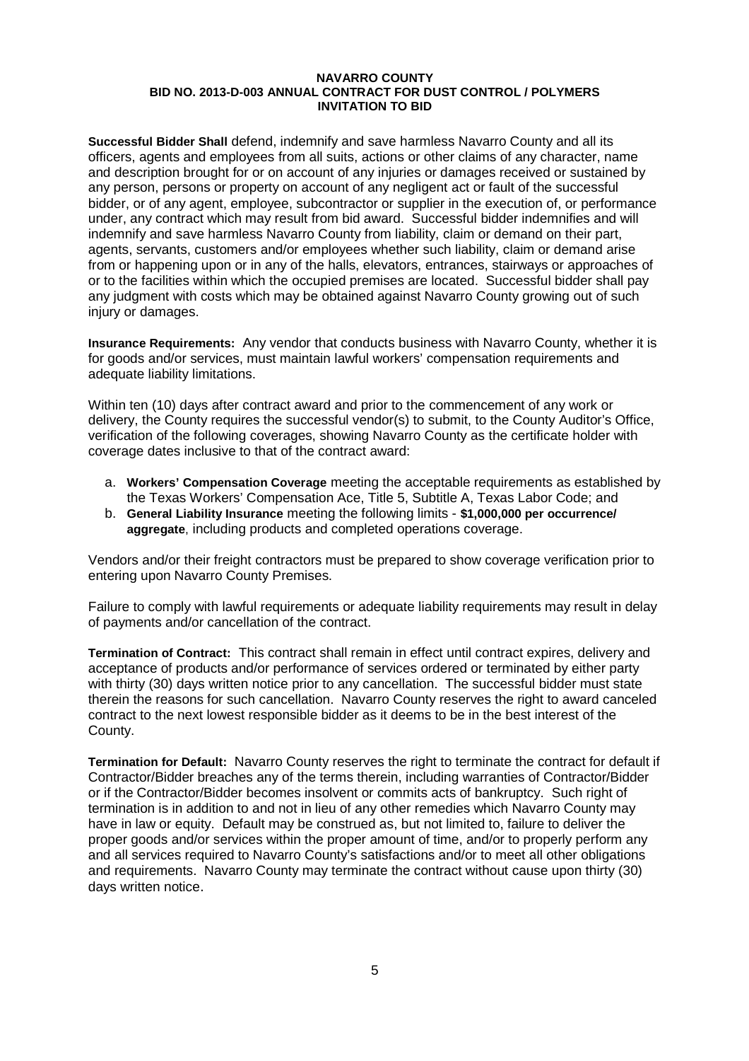**NAVARRO COUNTY**
**BID NO. 2013-D-003 ANNUAL CONTRACT FOR DUST CONTROL / POLYMERS**
**INVITATION TO BID**

**Successful Bidder Shall** defend, indemnify and save harmless Navarro County and all its officers, agents and employees from all suits, actions or other claims of any character, name and description brought for or on account of any injuries or damages received or sustained by any person, persons or property on account of any negligent act or fault of the successful bidder, or of any agent, employee, subcontractor or supplier in the execution of, or performance under, any contract which may result from bid award. Successful bidder indemnifies and will indemnify and save harmless Navarro County from liability, claim or demand on their part, agents, servants, customers and/or employees whether such liability, claim or demand arise from or happening upon or in any of the halls, elevators, entrances, stairways or approaches of or to the facilities within which the occupied premises are located. Successful bidder shall pay any judgment with costs which may be obtained against Navarro County growing out of such injury or damages.

**Insurance Requirements:** Any vendor that conducts business with Navarro County, whether it is for goods and/or services, must maintain lawful workers' compensation requirements and adequate liability limitations.

Within ten (10) days after contract award and prior to the commencement of any work or delivery, the County requires the successful vendor(s) to submit, to the County Auditor's Office, verification of the following coverages, showing Navarro County as the certificate holder with coverage dates inclusive to that of the contract award:

a. **Workers' Compensation Coverage** meeting the acceptable requirements as established by the Texas Workers' Compensation Ace, Title 5, Subtitle A, Texas Labor Code; and
b. **General Liability Insurance** meeting the following limits - **$1,000,000 per occurrence/ aggregate**, including products and completed operations coverage.

Vendors and/or their freight contractors must be prepared to show coverage verification prior to entering upon Navarro County Premises.

Failure to comply with lawful requirements or adequate liability requirements may result in delay of payments and/or cancellation of the contract.

**Termination of Contract:** This contract shall remain in effect until contract expires, delivery and acceptance of products and/or performance of services ordered or terminated by either party with thirty (30) days written notice prior to any cancellation. The successful bidder must state therein the reasons for such cancellation. Navarro County reserves the right to award canceled contract to the next lowest responsible bidder as it deems to be in the best interest of the County.

**Termination for Default:** Navarro County reserves the right to terminate the contract for default if Contractor/Bidder breaches any of the terms therein, including warranties of Contractor/Bidder or if the Contractor/Bidder becomes insolvent or commits acts of bankruptcy. Such right of termination is in addition to and not in lieu of any other remedies which Navarro County may have in law or equity. Default may be construed as, but not limited to, failure to deliver the proper goods and/or services within the proper amount of time, and/or to properly perform any and all services required to Navarro County's satisfactions and/or to meet all other obligations and requirements. Navarro County may terminate the contract without cause upon thirty (30) days written notice.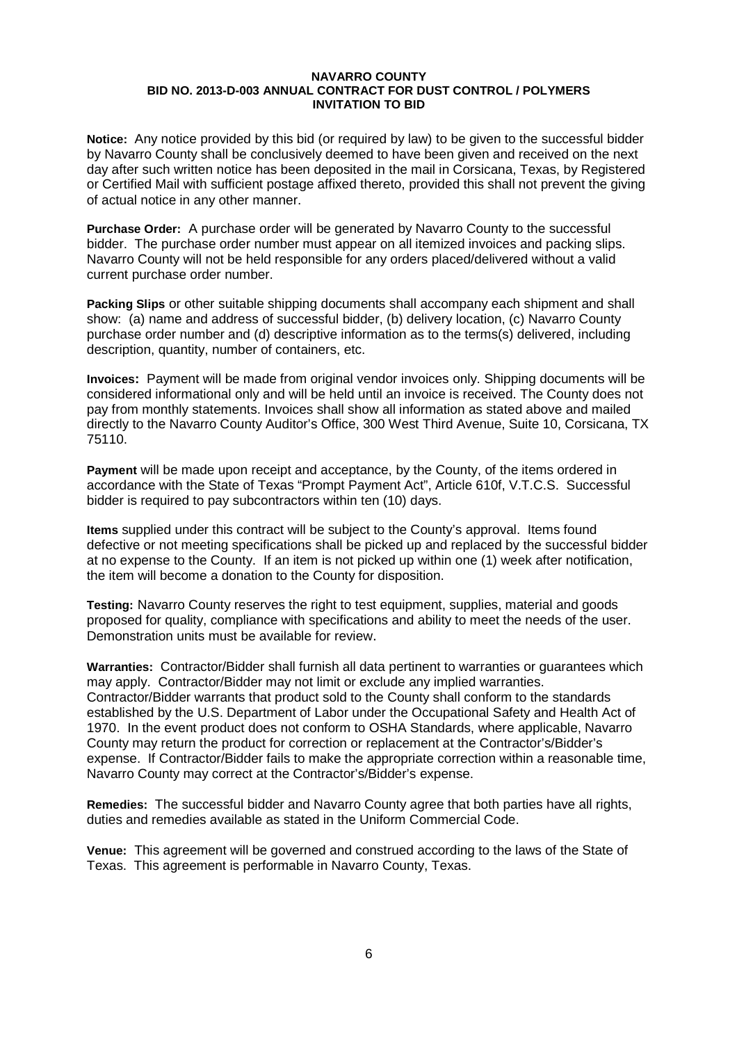**NAVARRO COUNTY**
**BID NO. 2013-D-003 ANNUAL CONTRACT FOR DUST CONTROL / POLYMERS**
**INVITATION TO BID**

**Notice:** Any notice provided by this bid (or required by law) to be given to the successful bidder by Navarro County shall be conclusively deemed to have been given and received on the next day after such written notice has been deposited in the mail in Corsicana, Texas, by Registered or Certified Mail with sufficient postage affixed thereto, provided this shall not prevent the giving of actual notice in any other manner.

**Purchase Order:** A purchase order will be generated by Navarro County to the successful bidder. The purchase order number must appear on all itemized invoices and packing slips. Navarro County will not be held responsible for any orders placed/delivered without a valid current purchase order number.

**Packing Slips** or other suitable shipping documents shall accompany each shipment and shall show: (a) name and address of successful bidder, (b) delivery location, (c) Navarro County purchase order number and (d) descriptive information as to the terms(s) delivered, including description, quantity, number of containers, etc.

**Invoices:** Payment will be made from original vendor invoices only. Shipping documents will be considered informational only and will be held until an invoice is received. The County does not pay from monthly statements. Invoices shall show all information as stated above and mailed directly to the Navarro County Auditor's Office, 300 West Third Avenue, Suite 10, Corsicana, TX 75110.

**Payment** will be made upon receipt and acceptance, by the County, of the items ordered in accordance with the State of Texas "Prompt Payment Act", Article 610f, V.T.C.S. Successful bidder is required to pay subcontractors within ten (10) days.

**Items** supplied under this contract will be subject to the County's approval. Items found defective or not meeting specifications shall be picked up and replaced by the successful bidder at no expense to the County. If an item is not picked up within one (1) week after notification, the item will become a donation to the County for disposition.

**Testing:** Navarro County reserves the right to test equipment, supplies, material and goods proposed for quality, compliance with specifications and ability to meet the needs of the user. Demonstration units must be available for review.

**Warranties:** Contractor/Bidder shall furnish all data pertinent to warranties or guarantees which may apply. Contractor/Bidder may not limit or exclude any implied warranties. Contractor/Bidder warrants that product sold to the County shall conform to the standards established by the U.S. Department of Labor under the Occupational Safety and Health Act of 1970. In the event product does not conform to OSHA Standards, where applicable, Navarro County may return the product for correction or replacement at the Contractor's/Bidder's expense. If Contractor/Bidder fails to make the appropriate correction within a reasonable time, Navarro County may correct at the Contractor's/Bidder's expense.

**Remedies:** The successful bidder and Navarro County agree that both parties have all rights, duties and remedies available as stated in the Uniform Commercial Code.

**Venue:** This agreement will be governed and construed according to the laws of the State of Texas. This agreement is performable in Navarro County, Texas.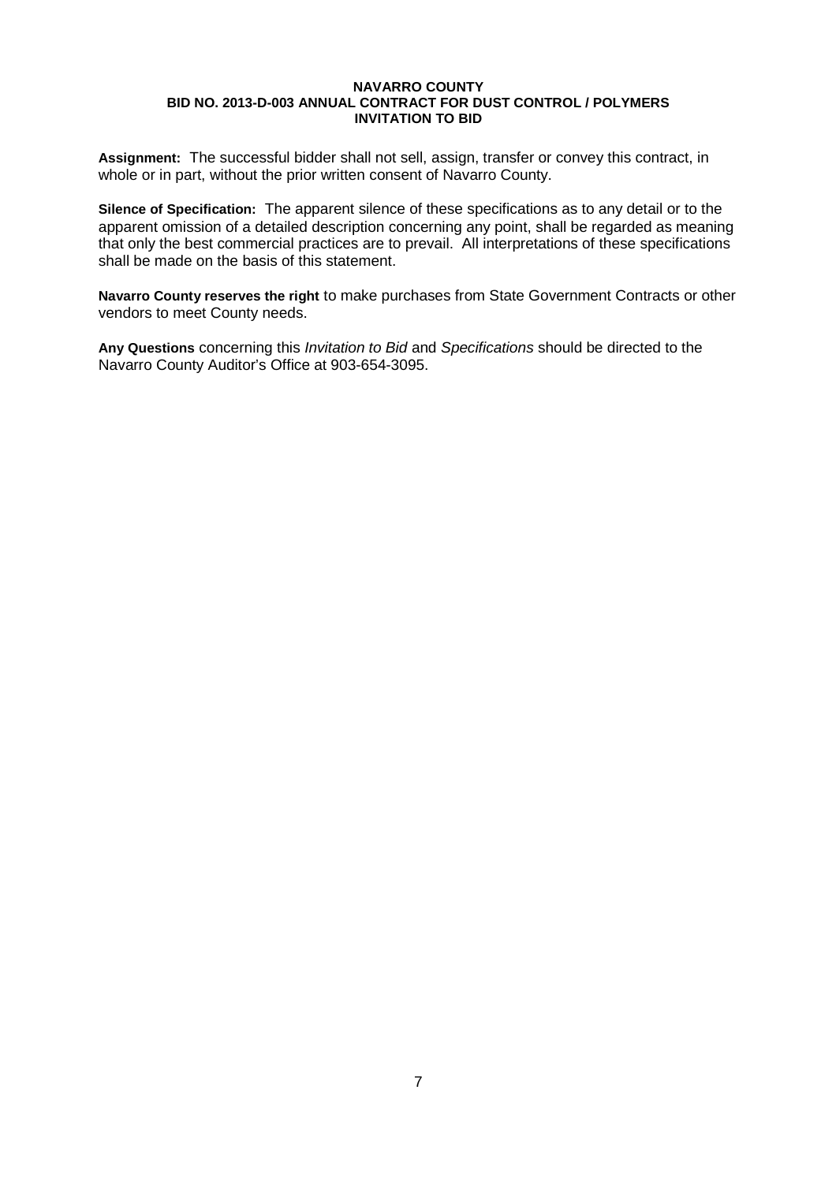**Assignment:** The successful bidder shall not sell, assign, transfer or convey this contract, in whole or in part, without the prior written consent of Navarro County.

**Silence of Specification:** The apparent silence of these specifications as to any detail or to the apparent omission of a detailed description concerning any point, shall be regarded as meaning that only the best commercial practices are to prevail. All interpretations of these specifications shall be made on the basis of this statement.

**Navarro County reserves the right** to make purchases from State Government Contracts or other vendors to meet County needs.

**Any Questions** concerning this *Invitation to Bid* and *Specifications* should be directed to the Navarro County Auditor's Office at 903-654-3095.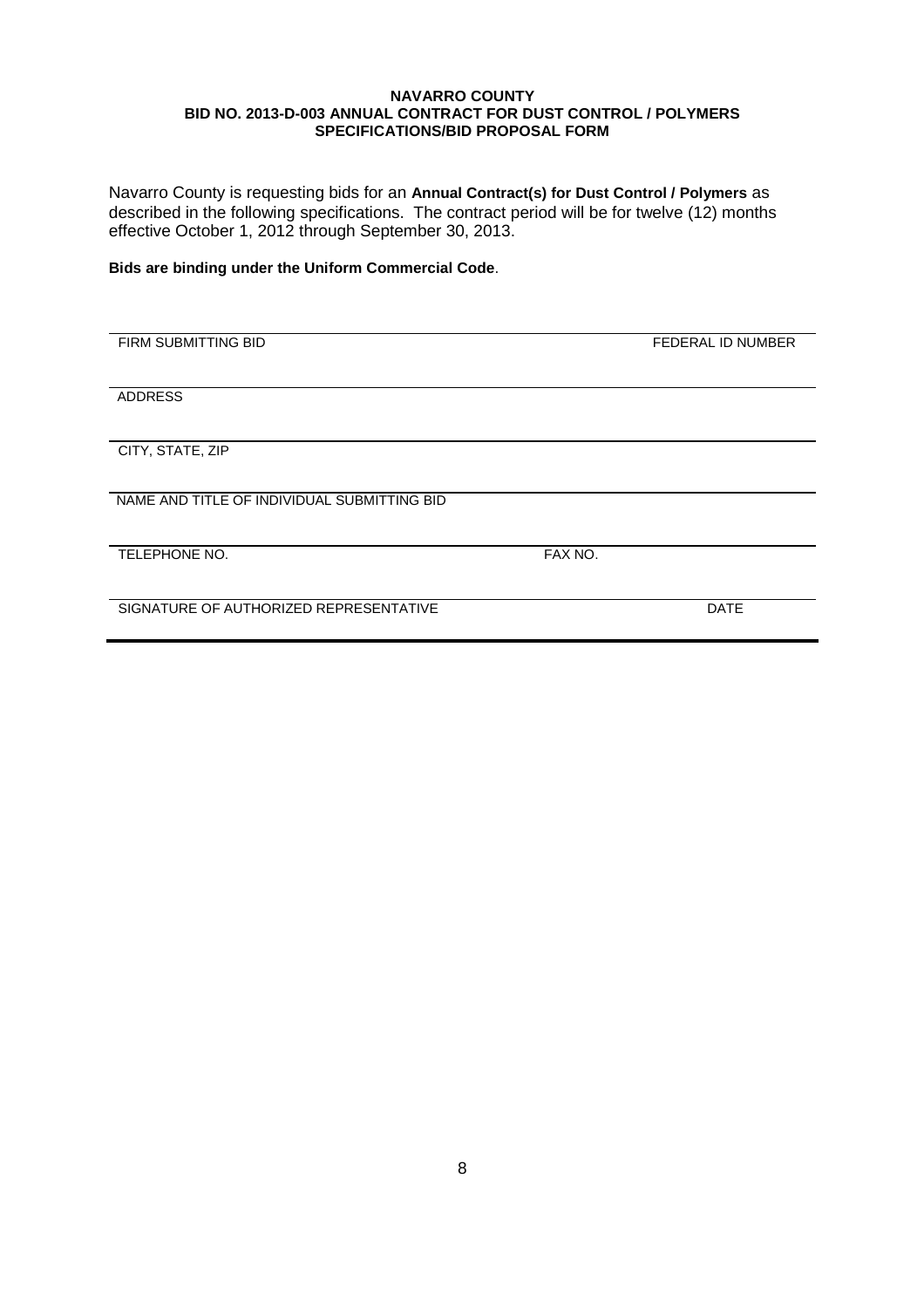**NAVARRO COUNTY**
**BID NO. 2013-D-003 ANNUAL CONTRACT FOR DUST CONTROL / POLYMERS**
**SPECIFICATIONS/BID PROPOSAL FORM**

Navarro County is requesting bids for an **Annual Contract(s) for Dust Control / Polymers** as described in the following specifications. The contract period will be for twelve (12) months effective October 1, 2012 through September 30, 2013.

**Bids are binding under the Uniform Commercial Code**.

| | |
|---|---|
| FIRM SUBMITTING BID | FEDERAL ID NUMBER |
| ADDRESS | |
| CITY, STATE, ZIP | |
| NAME AND TITLE OF INDIVIDUAL SUBMITTING BID | |
| TELEPHONE NO. | FAX NO. |
| SIGNATURE OF AUTHORIZED REPRESENTATIVE | DATE |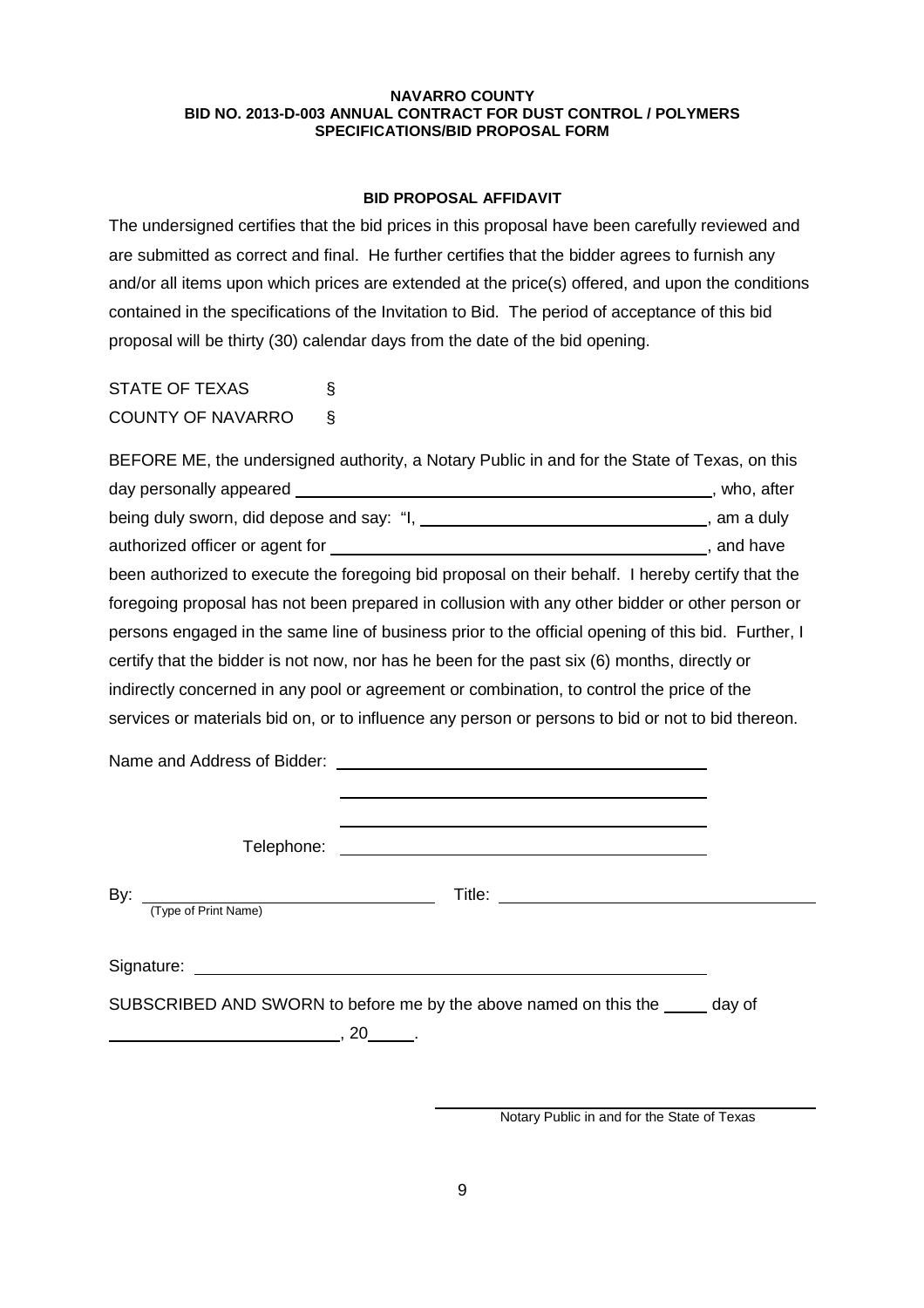**NAVARRO COUNTY**
**BID NO. 2013-D-003 ANNUAL CONTRACT FOR DUST CONTROL / POLYMERS**
**SPECIFICATIONS/BID PROPOSAL FORM**

**BID PROPOSAL AFFIDAVIT**

The undersigned certifies that the bid prices in this proposal have been carefully reviewed and are submitted as correct and final. He further certifies that the bidder agrees to furnish any and/or all items upon which prices are extended at the price(s) offered, and upon the conditions contained in the specifications of the Invitation to Bid. The period of acceptance of this bid proposal will be thirty (30) calendar days from the date of the bid opening.

STATE OF TEXAS §
COUNTY OF NAVARRO §

BEFORE ME, the undersigned authority, a Notary Public in and for the State of Texas, on this day personally appeared \_\_\_\_\_\_\_\_\_\_\_\_\_\_\_\_\_\_\_\_\_\_\_\_\_\_\_\_\_\_\_\_\_\_\_\_\_\_\_\_, who, after being duly sworn, did depose and say: "I, \_\_\_\_\_\_\_\_\_\_\_\_\_\_\_\_\_\_\_\_\_\_\_\_\_\_\_\_, am a duly authorized officer or agent for \_\_\_\_\_\_\_\_\_\_\_\_\_\_\_\_\_\_\_\_\_\_\_\_\_\_\_\_\_\_\_\_\_\_\_\_\_\_, and have been authorized to execute the foregoing bid proposal on their behalf. I hereby certify that the foregoing proposal has not been prepared in collusion with any other bidder or other person or persons engaged in the same line of business prior to the official opening of this bid. Further, I certify that the bidder is not now, nor has he been for the past six (6) months, directly or indirectly concerned in any pool or agreement or combination, to control the price of the services or materials bid on, or to influence any person or persons to bid or not to bid thereon.

Name and Address of Bidder: \_\_\_\_\_\_\_\_\_\_\_\_\_\_\_\_\_\_\_\_\_\_\_\_\_\_\_\_\_\_\_\_\_\_\_\_\_\_

\_\_\_\_\_\_\_\_\_\_\_\_\_\_\_\_\_\_\_\_\_\_\_\_\_\_\_\_\_\_\_\_\_\_\_\_\_\_

\_\_\_\_\_\_\_\_\_\_\_\_\_\_\_\_\_\_\_\_\_\_\_\_\_\_\_\_\_\_\_\_\_\_\_\_\_\_

Telephone: \_\_\_\_\_\_\_\_\_\_\_\_\_\_\_\_\_\_\_\_\_\_\_\_\_\_\_\_\_\_\_\_\_\_\_\_\_\_

By: \_\_\_\_\_\_\_\_\_\_\_\_\_\_\_\_\_\_\_\_\_\_\_\_\_\_\_\_\_\_ Title: \_\_\_\_\_\_\_\_\_\_\_\_\_\_\_\_\_\_\_\_\_\_\_\_\_\_\_\_\_\_
(Type of Print Name)

Signature: \_\_\_\_\_\_\_\_\_\_\_\_\_\_\_\_\_\_\_\_\_\_\_\_\_\_\_\_\_\_\_\_\_\_\_\_\_\_\_\_\_\_\_\_\_\_\_\_\_\_

SUBSCRIBED AND SWORN to before me by the above named on this the \_\_\_\_\_ day of \_\_\_\_\_\_\_\_\_\_\_\_\_\_\_\_\_\_\_\_\_\_\_\_\_\_, 20\_\_\_\_\_.

\_\_\_\_\_\_\_\_\_\_\_\_\_\_\_\_\_\_\_\_\_\_\_\_\_\_\_\_\_\_\_\_\_\_\_\_\_\_
Notary Public in and for the State of Texas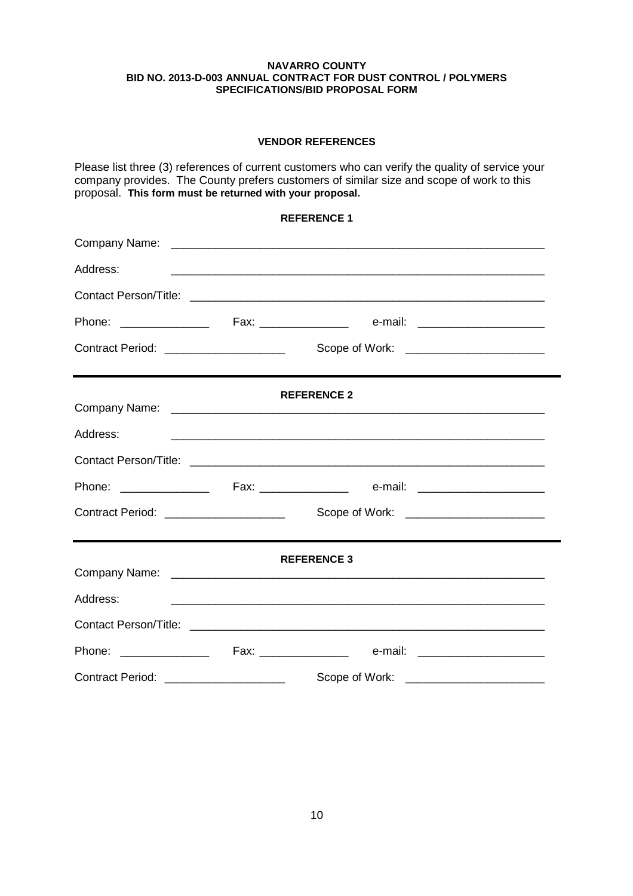**NAVARRO COUNTY**
**BID NO. 2013-D-003 ANNUAL CONTRACT FOR DUST CONTROL / POLYMERS**
**SPECIFICATIONS/BID PROPOSAL FORM**

**VENDOR REFERENCES**

Please list three (3) references of current customers who can verify the quality of service your company provides. The County prefers customers of similar size and scope of work to this proposal. **This form must be returned with your proposal.**

**REFERENCE 1**

Company Name: ____________________________________________________________

Address: ____________________________________________________________

Contact Person/Title: ____________________________________________________________

Phone: ______________ Fax: ______________ e-mail: ____________________

Contract Period: ___________________ Scope of Work: ______________________

---

**REFERENCE 2**

Company Name: ____________________________________________________________

Address: ____________________________________________________________

Contact Person/Title: ____________________________________________________________

Phone: ______________ Fax: ______________ e-mail: ____________________

Contract Period: ___________________ Scope of Work: ______________________

---

**REFERENCE 3**

Company Name: ____________________________________________________________

Address: ____________________________________________________________

Contact Person/Title: ____________________________________________________________

Phone: ______________ Fax: ______________ e-mail: ____________________

Contract Period: ___________________ Scope of Work: ______________________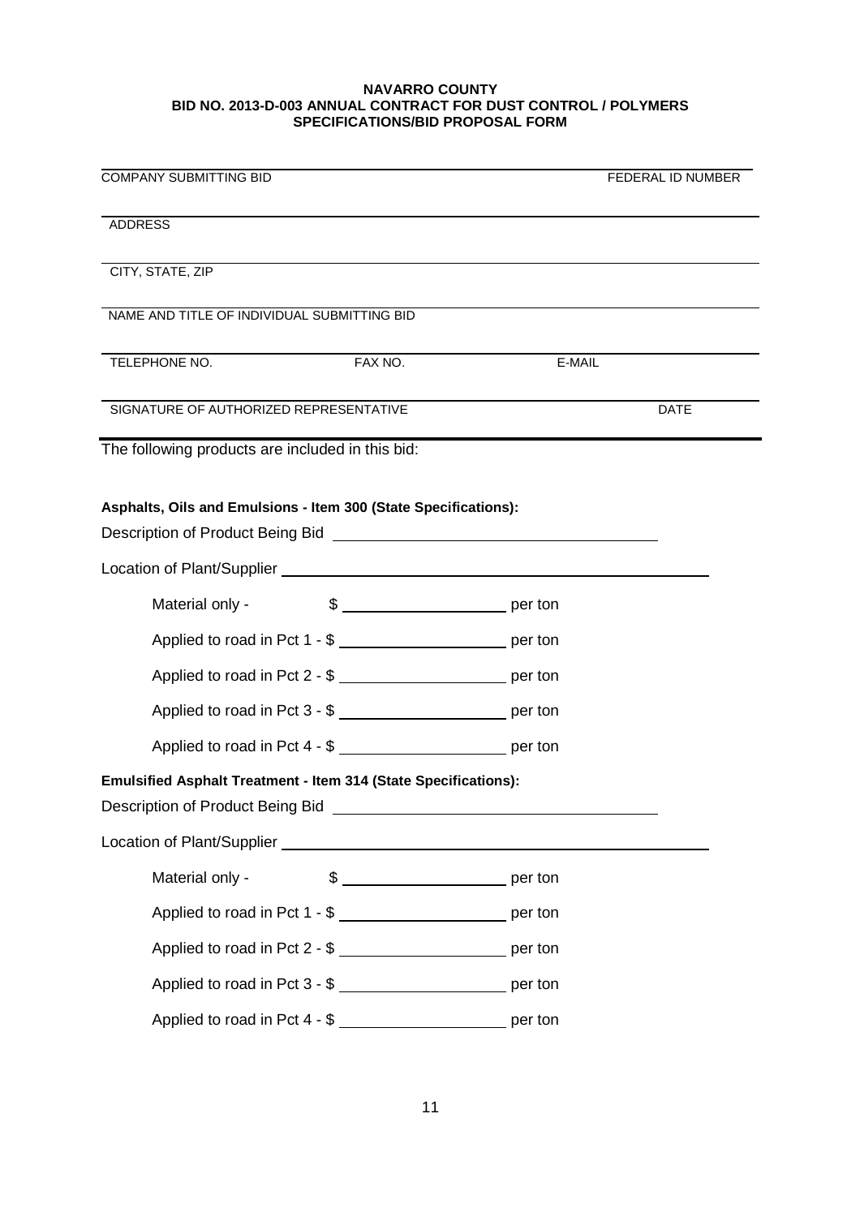**NAVARRO COUNTY**
**BID NO. 2013-D-003 ANNUAL CONTRACT FOR DUST CONTROL / POLYMERS**
**SPECIFICATIONS/BID PROPOSAL FORM**

\_\_\_\_\_\_\_\_\_\_\_\_\_\_\_\_\_\_\_\_\_\_\_\_\_\_\_\_\_\_\_\_\_\_\_\_\_\_\_\_\_\_\_\_\_\_\_\_\_\_\_\_\_\_\_\_\_\_\_\_\_\_\_\_\_\_\_\_\_\_\_\_
COMPANY SUBMITTING BID FEDERAL ID NUMBER

\_\_\_\_\_\_\_\_\_\_\_\_\_\_\_\_\_\_\_\_\_\_\_\_\_\_\_\_\_\_\_\_\_\_\_\_\_\_\_\_\_\_\_\_\_\_\_\_\_\_\_\_\_\_\_\_\_\_\_\_\_\_\_\_\_\_\_\_\_\_\_\_
ADDRESS

\_\_\_\_\_\_\_\_\_\_\_\_\_\_\_\_\_\_\_\_\_\_\_\_\_\_\_\_\_\_\_\_\_\_\_\_\_\_\_\_\_\_\_\_\_\_\_\_\_\_\_\_\_\_\_\_\_\_\_\_\_\_\_\_\_\_\_\_\_\_\_\_
CITY, STATE, ZIP

\_\_\_\_\_\_\_\_\_\_\_\_\_\_\_\_\_\_\_\_\_\_\_\_\_\_\_\_\_\_\_\_\_\_\_\_\_\_\_\_\_\_\_\_\_\_\_\_\_\_\_\_\_\_\_\_\_\_\_\_\_\_\_\_\_\_\_\_\_\_\_\_
NAME AND TITLE OF INDIVIDUAL SUBMITTING BID

\_\_\_\_\_\_\_\_\_\_\_\_\_\_\_\_\_\_\_\_\_\_\_\_\_\_\_\_\_\_\_\_\_\_\_\_\_\_\_\_\_\_\_\_\_\_\_\_\_\_\_\_\_\_\_\_\_\_\_\_\_\_\_\_\_\_\_\_\_\_\_\_
TELEPHONE NO. FAX NO. E-MAIL

\_\_\_\_\_\_\_\_\_\_\_\_\_\_\_\_\_\_\_\_\_\_\_\_\_\_\_\_\_\_\_\_\_\_\_\_\_\_\_\_\_\_\_\_\_\_\_\_\_\_\_\_\_\_\_\_\_\_\_\_\_\_\_\_\_\_\_\_\_\_\_\_
SIGNATURE OF AUTHORIZED REPRESENTATIVE DATE

The following products are included in this bid:

**Asphalts, Oils and Emulsions - Item 300 (State Specifications):**

Description of Product Being Bid \_\_\_\_\_\_\_\_\_\_\_\_\_\_\_\_\_\_\_\_\_\_\_\_\_\_\_\_\_\_\_\_\_\_\_\_\_\_

Location of Plant/Supplier \_\_\_\_\_\_\_\_\_\_\_\_\_\_\_\_\_\_\_\_\_\_\_\_\_\_\_\_\_\_\_\_\_\_\_\_\_\_\_\_\_\_\_\_\_\_\_\_\_\_

Material only - $ \_\_\_\_\_\_\_\_\_\_\_\_\_\_\_\_\_\_\_\_ per ton

Applied to road in Pct 1 - $ \_\_\_\_\_\_\_\_\_\_\_\_\_\_\_\_\_\_\_\_ per ton

Applied to road in Pct 2 - $ \_\_\_\_\_\_\_\_\_\_\_\_\_\_\_\_\_\_\_\_ per ton

Applied to road in Pct 3 - $ \_\_\_\_\_\_\_\_\_\_\_\_\_\_\_\_\_\_\_\_ per ton

Applied to road in Pct 4 - $ \_\_\_\_\_\_\_\_\_\_\_\_\_\_\_\_\_\_\_\_ per ton

**Emulsified Asphalt Treatment - Item 314 (State Specifications):**

Description of Product Being Bid \_\_\_\_\_\_\_\_\_\_\_\_\_\_\_\_\_\_\_\_\_\_\_\_\_\_\_\_\_\_\_\_\_\_\_\_\_\_

Location of Plant/Supplier \_\_\_\_\_\_\_\_\_\_\_\_\_\_\_\_\_\_\_\_\_\_\_\_\_\_\_\_\_\_\_\_\_\_\_\_\_\_\_\_\_\_\_\_\_\_\_\_\_\_

Material only - $ \_\_\_\_\_\_\_\_\_\_\_\_\_\_\_\_\_\_\_\_ per ton

Applied to road in Pct 1 - $ \_\_\_\_\_\_\_\_\_\_\_\_\_\_\_\_\_\_\_\_ per ton

Applied to road in Pct 2 - $ \_\_\_\_\_\_\_\_\_\_\_\_\_\_\_\_\_\_\_\_ per ton

Applied to road in Pct 3 - $ \_\_\_\_\_\_\_\_\_\_\_\_\_\_\_\_\_\_\_\_ per ton

Applied to road in Pct 4 - $ \_\_\_\_\_\_\_\_\_\_\_\_\_\_\_\_\_\_\_\_ per ton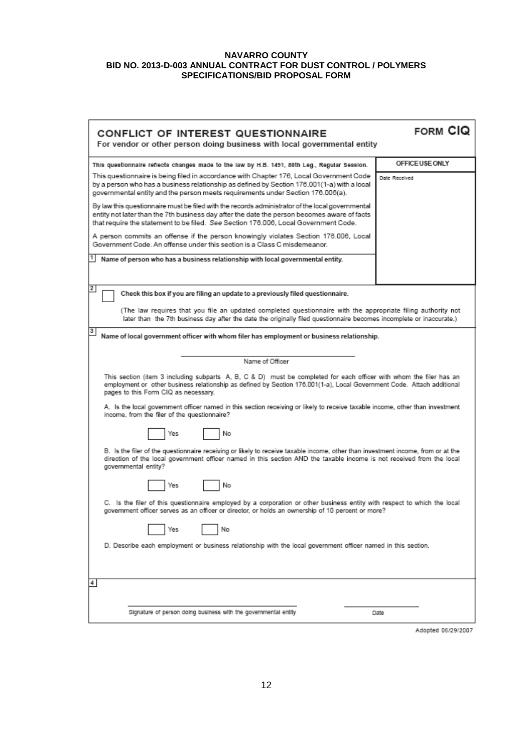**NAVARRO COUNTY**
**BID NO. 2013-D-003 ANNUAL CONTRACT FOR DUST CONTROL / POLYMERS**
**SPECIFICATIONS/BID PROPOSAL FORM**

## CONFLICT OF INTEREST QUESTIONNAIRE

**FORM CIQ**

For vendor or other person doing business with local governmental entity

| | OFFICE USE ONLY |
|---|---|
| This questionnaire reflects changes made to the law by H.B. 1491, 80th Leg., Regular Session. | Date Received |

This questionnaire is being filed in accordance with Chapter 176, Local Government Code by a person who has a business relationship as defined by Section 176.001(1-a) with a local governmental entity and the person meets requirements under Section 176.006(a).

By law this questionnaire must be filed with the records administrator of the local governmental entity not later than the 7th business day after the date the person becomes aware of facts that require the statement to be filed. *See* Section 176.006, Local Government Code.

A person commits an offense if the person knowingly violates Section 176.006, Local Government Code. An offense under this section is a Class C misdemeanor.

**1** **Name of person who has a business relationship with local governmental entity.**

**2** ☐ **Check this box if you are filing an update to a previously filed questionnaire.**

(The law requires that you file an updated completed questionnaire with the appropriate filing authority not later than the 7th business day after the date the originally filed questionnaire becomes incomplete or inaccurate.)

**3** **Name of local government officer with whom filer has employment or business relationship.**

\_\_\_\_\_\_\_\_\_\_\_\_\_\_\_\_\_\_\_\_\_\_\_\_\_\_\_\_\_\_\_\_\_\_\_\_\_\_
Name of Officer

This section (item 3 including subparts A, B, C & D) must be completed for each officer with whom the filer has an employment or other business relationship as defined by Section 176.001(1-a), Local Government Code. Attach additional pages to this Form CIQ as necessary.

A. Is the local government officer named in this section receiving or likely to receive taxable income, other than investment income, from the filer of the questionnaire?

☐ Yes ☐ No

B. Is the filer of the questionnaire receiving or likely to receive taxable income, other than investment income, from or at the direction of the local government officer named in this section AND the taxable income is not received from the local governmental entity?

☐ Yes ☐ No

C. Is the filer of this questionnaire employed by a corporation or other business entity with respect to which the local government officer serves as an officer or director, or holds an ownership of 10 percent or more?

☐ Yes ☐ No

D. Describe each employment or business relationship with the local government officer named in this section.

**4**

\_\_\_\_\_\_\_\_\_\_\_\_\_\_\_\_\_\_\_\_\_\_\_\_\_\_\_\_\_\_\_\_\_\_\_\_\_\_ \_\_\_\_\_\_\_\_\_\_\_\_\_\_\_\_
Signature of person doing business with the governmental entity Date

Adopted 06/29/2007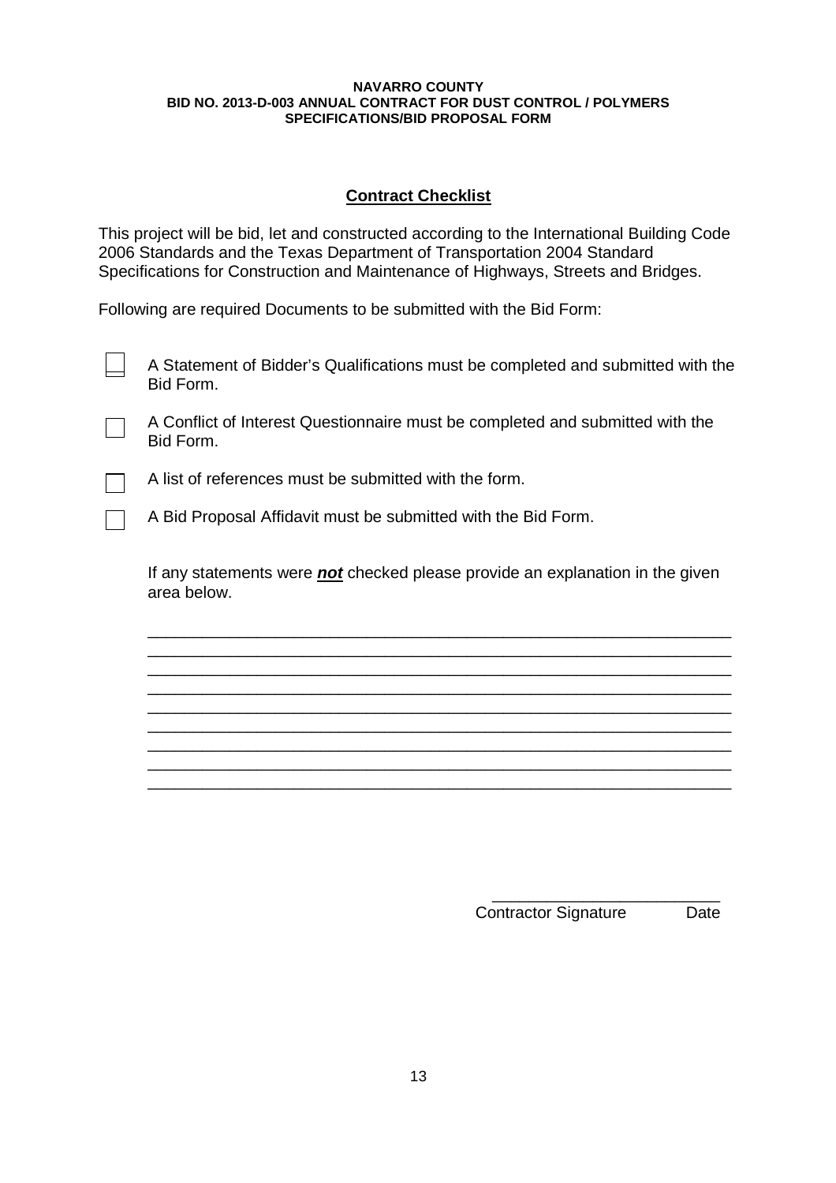**NAVARRO COUNTY**
**BID NO. 2013-D-003 ANNUAL CONTRACT FOR DUST CONTROL / POLYMERS**
**SPECIFICATIONS/BID PROPOSAL FORM**

## Contract Checklist

This project will be bid, let and constructed according to the International Building Code 2006 Standards and the Texas Department of Transportation 2004 Standard Specifications for Construction and Maintenance of Highways, Streets and Bridges.

Following are required Documents to be submitted with the Bid Form:

- ☐ A Statement of Bidder's Qualifications must be completed and submitted with the Bid Form.
- ☐ A Conflict of Interest Questionnaire must be completed and submitted with the Bid Form.
- ☐ A list of references must be submitted with the form.
- ☐ A Bid Proposal Affidavit must be submitted with the Bid Form.

If any statements were ***not*** checked please provide an explanation in the given area below.

_______________________________________________________________
_______________________________________________________________
_______________________________________________________________
_______________________________________________________________
_______________________________________________________________
_______________________________________________________________
_______________________________________________________________
_______________________________________________________________
_______________________________________________________________

_________________________
Contractor Signature Date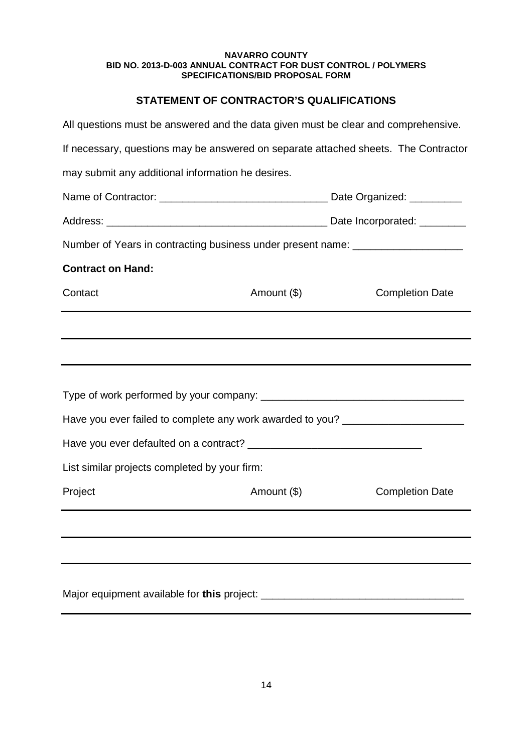**NAVARRO COUNTY**
**BID NO. 2013-D-003 ANNUAL CONTRACT FOR DUST CONTROL / POLYMERS**
**SPECIFICATIONS/BID PROPOSAL FORM**

## STATEMENT OF CONTRACTOR'S QUALIFICATIONS

All questions must be answered and the data given must be clear and comprehensive. If necessary, questions may be answered on separate attached sheets. The Contractor may submit any additional information he desires.

Name of Contractor: ______________________________ Date Organized: _________

Address: ______________________________________ Date Incorporated: ________

Number of Years in contracting business under present name: ___________________

**Contract on Hand:**

| Contact | Amount ($) | Completion Date |
|---|---|---|
| | | |
| | | |
| | | |

Type of work performed by your company: ___________________________________

Have you ever failed to complete any work awarded to you? ____________________

Have you ever defaulted on a contract? ______________________________

List similar projects completed by your firm:

| Project | Amount ($) | Completion Date |
|---|---|---|
| | | |
| | | |
| | | |

Major equipment available for **this** project: ___________________________________

______________________________________________________________________